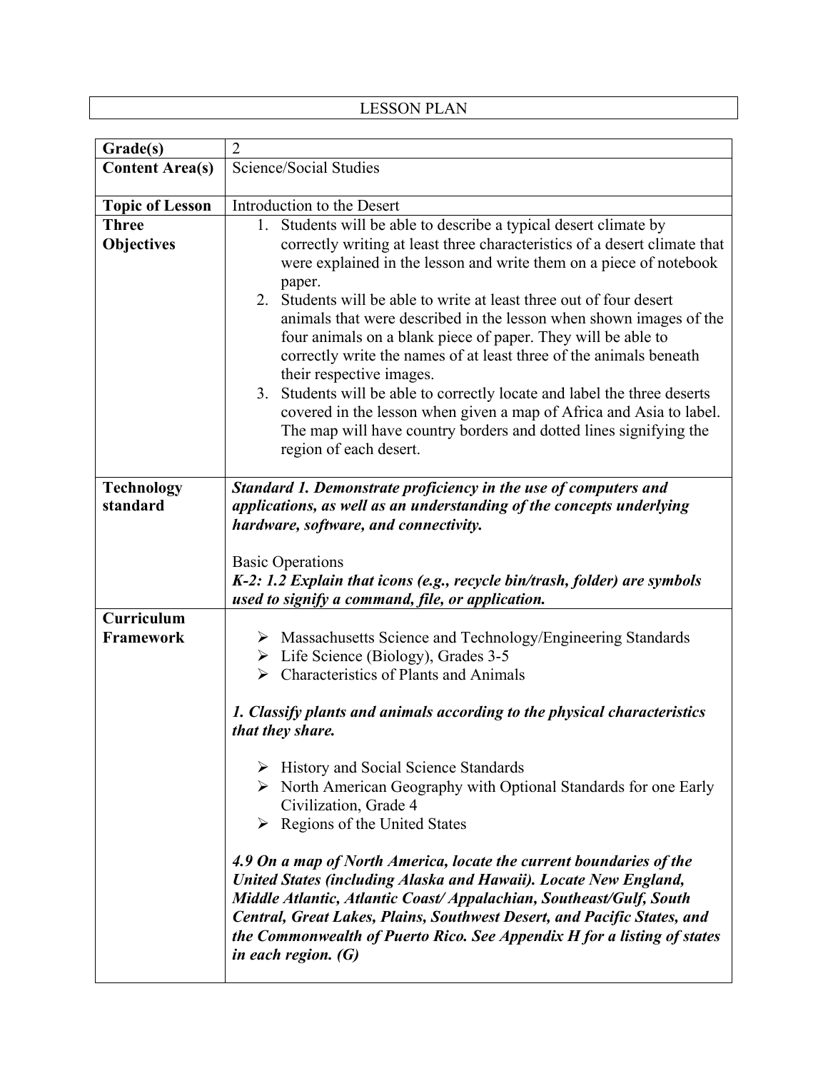# LESSON PLAN

| | |
|---|---|
| **Grade(s)** | 2 |
| **Content Area(s)** | Science/Social Studies |
| **Topic of Lesson** | Introduction to the Desert |
| **Three Objectives** | 1. Students will be able to describe a typical desert climate by correctly writing at least three characteristics of a desert climate that were explained in the lesson and write them on a piece of notebook paper.<br>2. Students will be able to write at least three out of four desert animals that were described in the lesson when shown images of the four animals on a blank piece of paper. They will be able to correctly write the names of at least three of the animals beneath their respective images.<br>3. Students will be able to correctly locate and label the three deserts covered in the lesson when given a map of Africa and Asia to label. The map will have country borders and dotted lines signifying the region of each desert. |
| **Technology standard** | ***Standard 1. Demonstrate proficiency in the use of computers and applications, as well as an understanding of the concepts underlying hardware, software, and connectivity.***<br><br>Basic Operations<br>***K-2: 1.2 Explain that icons (e.g., recycle bin/trash, folder) are symbols used to signify a command, file, or application.*** |
| **Curriculum Framework** | ➢ Massachusetts Science and Technology/Engineering Standards<br>➢ Life Science (Biology), Grades 3-5<br>➢ Characteristics of Plants and Animals<br><br>***1. Classify plants and animals according to the physical characteristics that they share.***<br><br>➢ History and Social Science Standards<br>➢ North American Geography with Optional Standards for one Early Civilization, Grade 4<br>➢ Regions of the United States<br><br>***4.9 On a map of North America, locate the current boundaries of the United States (including Alaska and Hawaii). Locate New England, Middle Atlantic, Atlantic Coast/ Appalachian, Southeast/Gulf, South Central, Great Lakes, Plains, Southwest Desert, and Pacific States, and the Commonwealth of Puerto Rico. See Appendix H for a listing of states in each region. (G)*** |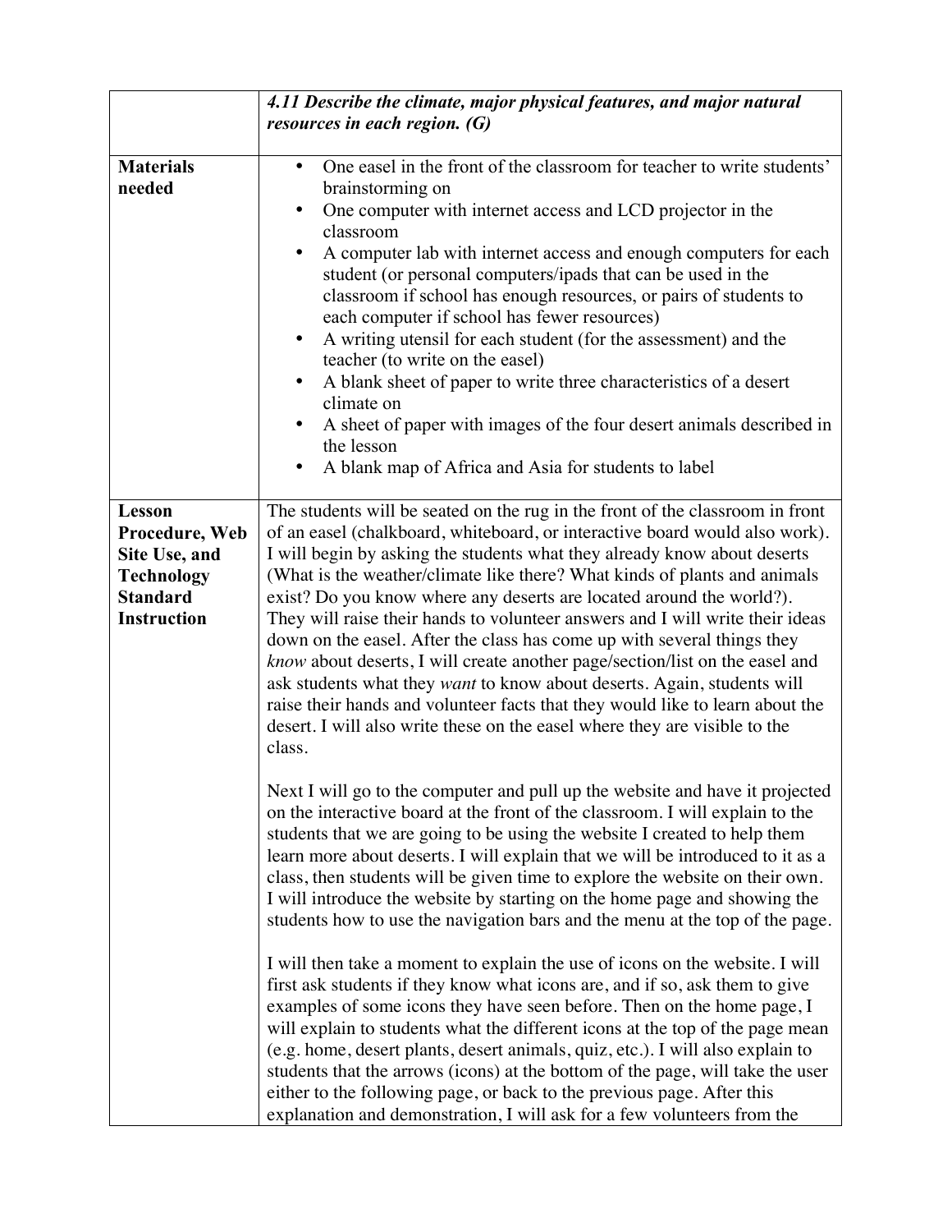| | |
|---|---|
| | ***4.11 Describe the climate, major physical features, and major natural resources in each region. (G)*** |
| **Materials needed** | • One easel in the front of the classroom for teacher to write students' brainstorming on<br>• One computer with internet access and LCD projector in the classroom<br>• A computer lab with internet access and enough computers for each student (or personal computers/ipads that can be used in the classroom if school has enough resources, or pairs of students to each computer if school has fewer resources)<br>• A writing utensil for each student (for the assessment) and the teacher (to write on the easel)<br>• A blank sheet of paper to write three characteristics of a desert climate on<br>• A sheet of paper with images of the four desert animals described in the lesson<br>• A blank map of Africa and Asia for students to label |
| **Lesson Procedure, Web Site Use, and Technology Standard Instruction** | The students will be seated on the rug in the front of the classroom in front of an easel (chalkboard, whiteboard, or interactive board would also work). I will begin by asking the students what they already know about deserts (What is the weather/climate like there? What kinds of plants and animals exist? Do you know where any deserts are located around the world?). They will raise their hands to volunteer answers and I will write their ideas down on the easel. After the class has come up with several things they *know* about deserts, I will create another page/section/list on the easel and ask students what they *want* to know about deserts. Again, students will raise their hands and volunteer facts that they would like to learn about the desert. I will also write these on the easel where they are visible to the class.<br><br>Next I will go to the computer and pull up the website and have it projected on the interactive board at the front of the classroom. I will explain to the students that we are going to be using the website I created to help them learn more about deserts. I will explain that we will be introduced to it as a class, then students will be given time to explore the website on their own. I will introduce the website by starting on the home page and showing the students how to use the navigation bars and the menu at the top of the page.<br><br>I will then take a moment to explain the use of icons on the website. I will first ask students if they know what icons are, and if so, ask them to give examples of some icons they have seen before. Then on the home page, I will explain to students what the different icons at the top of the page mean (e.g. home, desert plants, desert animals, quiz, etc.). I will also explain to students that the arrows (icons) at the bottom of the page, will take the user either to the following page, or back to the previous page. After this explanation and demonstration, I will ask for a few volunteers from the |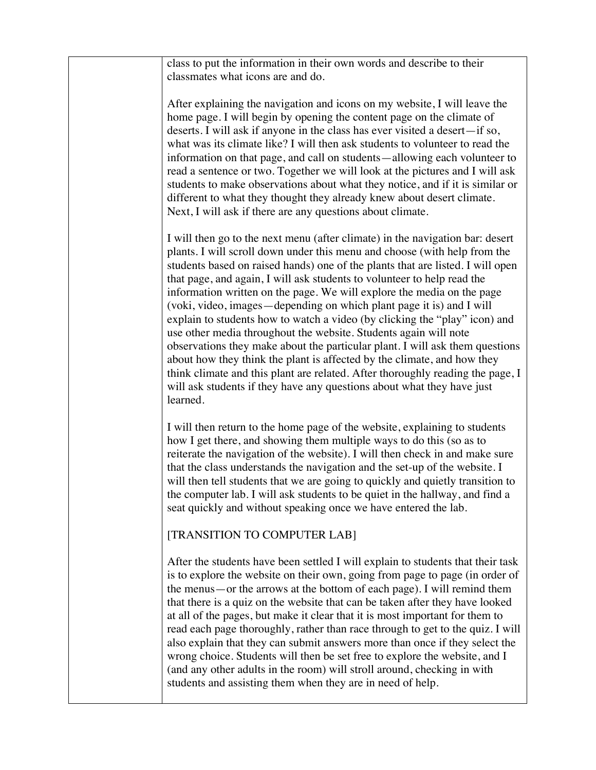| | |
|---|---|
| | class to put the information in their own words and describe to their classmates what icons are and do.<br><br>After explaining the navigation and icons on my website, I will leave the home page. I will begin by opening the content page on the climate of deserts. I will ask if anyone in the class has ever visited a desert—if so, what was its climate like? I will then ask students to volunteer to read the information on that page, and call on students—allowing each volunteer to read a sentence or two. Together we will look at the pictures and I will ask students to make observations about what they notice, and if it is similar or different to what they thought they already knew about desert climate. Next, I will ask if there are any questions about climate.<br><br>I will then go to the next menu (after climate) in the navigation bar: desert plants. I will scroll down under this menu and choose (with help from the students based on raised hands) one of the plants that are listed. I will open that page, and again, I will ask students to volunteer to help read the information written on the page. We will explore the media on the page (voki, video, images—depending on which plant page it is) and I will explain to students how to watch a video (by clicking the "play" icon) and use other media throughout the website. Students again will note observations they make about the particular plant. I will ask them questions about how they think the plant is affected by the climate, and how they think climate and this plant are related. After thoroughly reading the page, I will ask students if they have any questions about what they have just learned.<br><br>I will then return to the home page of the website, explaining to students how I get there, and showing them multiple ways to do this (so as to reiterate the navigation of the website). I will then check in and make sure that the class understands the navigation and the set-up of the website. I will then tell students that we are going to quickly and quietly transition to the computer lab. I will ask students to be quiet in the hallway, and find a seat quickly and without speaking once we have entered the lab.<br><br>[TRANSITION TO COMPUTER LAB]<br><br>After the students have been settled I will explain to students that their task is to explore the website on their own, going from page to page (in order of the menus—or the arrows at the bottom of each page). I will remind them that there is a quiz on the website that can be taken after they have looked at all of the pages, but make it clear that it is most important for them to read each page thoroughly, rather than race through to get to the quiz. I will also explain that they can submit answers more than once if they select the wrong choice. Students will then be set free to explore the website, and I (and any other adults in the room) will stroll around, checking in with students and assisting them when they are in need of help. |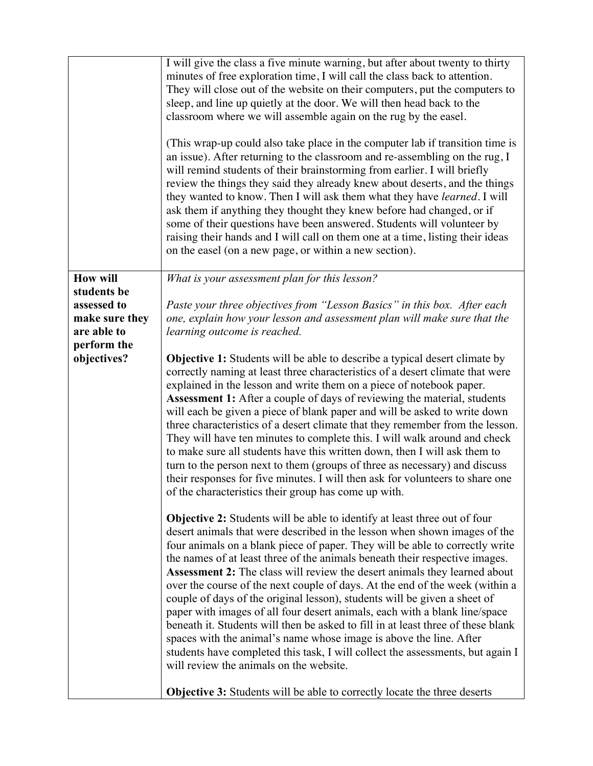| | |
|---|---|
| | I will give the class a five minute warning, but after about twenty to thirty minutes of free exploration time, I will call the class back to attention. They will close out of the website on their computers, put the computers to sleep, and line up quietly at the door. We will then head back to the classroom where we will assemble again on the rug by the easel.<br><br>(This wrap-up could also take place in the computer lab if transition time is an issue). After returning to the classroom and re-assembling on the rug, I will remind students of their brainstorming from earlier. I will briefly review the things they said they already knew about deserts, and the things they wanted to know. Then I will ask them what they have *learned*. I will ask them if anything they thought they knew before had changed, or if some of their questions have been answered. Students will volunteer by raising their hands and I will call on them one at a time, listing their ideas on the easel (on a new page, or within a new section). |
| **How will students be assessed to make sure they are able to perform the objectives?** | *What is your assessment plan for this lesson?*<br><br>*Paste your three objectives from "Lesson Basics" in this box. After each one, explain how your lesson and assessment plan will make sure that the learning outcome is reached.*<br><br>**Objective 1:** Students will be able to describe a typical desert climate by correctly naming at least three characteristics of a desert climate that were explained in the lesson and write them on a piece of notebook paper.<br>**Assessment 1:** After a couple of days of reviewing the material, students will each be given a piece of blank paper and will be asked to write down three characteristics of a desert climate that they remember from the lesson. They will have ten minutes to complete this. I will walk around and check to make sure all students have this written down, then I will ask them to turn to the person next to them (groups of three as necessary) and discuss their responses for five minutes. I will then ask for volunteers to share one of the characteristics their group has come up with.<br><br>**Objective 2:** Students will be able to identify at least three out of four desert animals that were described in the lesson when shown images of the four animals on a blank piece of paper. They will be able to correctly write the names of at least three of the animals beneath their respective images.<br>**Assessment 2:** The class will review the desert animals they learned about over the course of the next couple of days. At the end of the week (within a couple of days of the original lesson), students will be given a sheet of paper with images of all four desert animals, each with a blank line/space beneath it. Students will then be asked to fill in at least three of these blank spaces with the animal's name whose image is above the line. After students have completed this task, I will collect the assessments, but again I will review the animals on the website.<br><br>**Objective 3:** Students will be able to correctly locate the three deserts |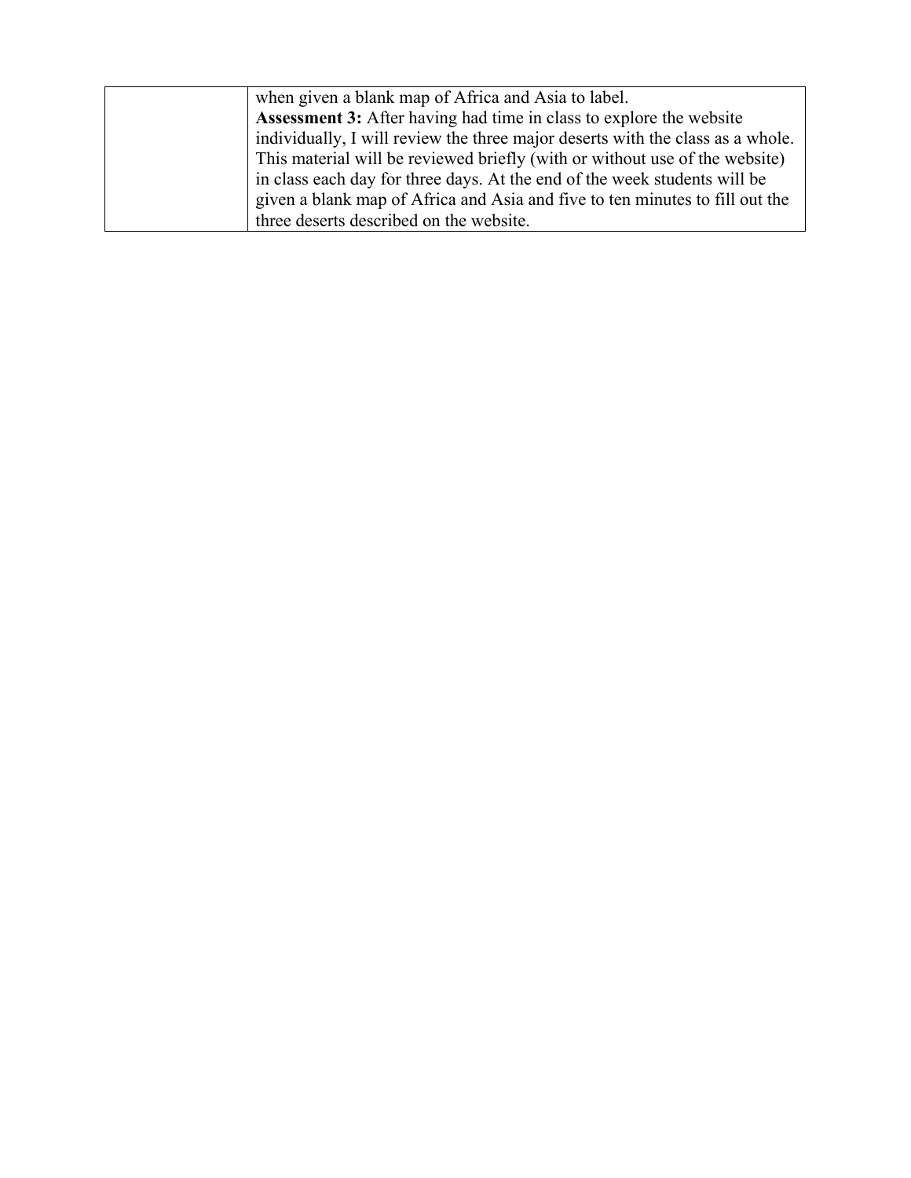| | |
|---|---|
| | when given a blank map of Africa and Asia to label.<br>**Assessment 3:** After having had time in class to explore the website individually, I will review the three major deserts with the class as a whole. This material will be reviewed briefly (with or without use of the website) in class each day for three days. At the end of the week students will be given a blank map of Africa and Asia and five to ten minutes to fill out the three deserts described on the website. |